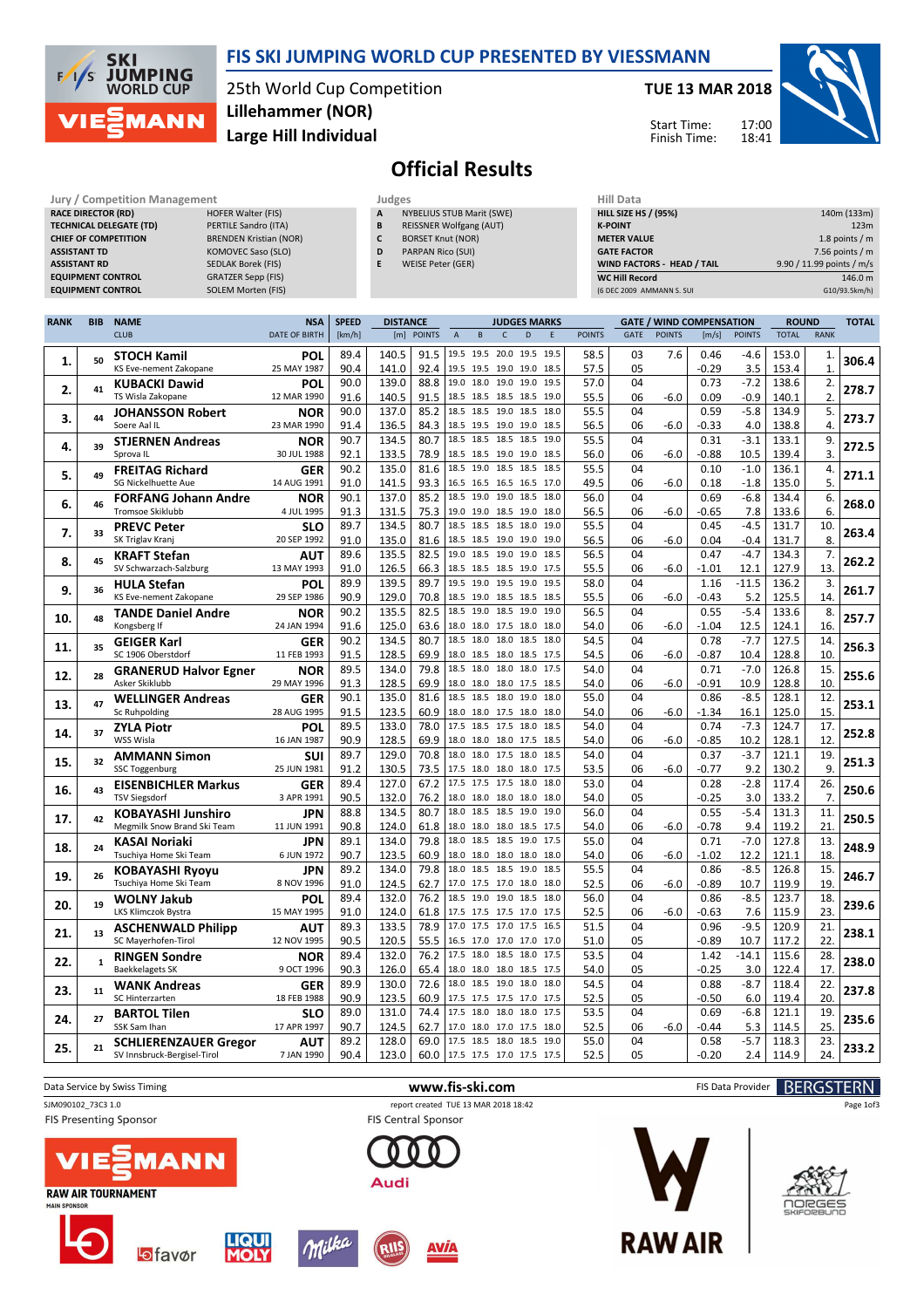# FIS SKI JUMPING WORLD CUP PRESENTED BY VIESSMANN

25th World Cup Competition
**Lillehammer (NOR)**
**Large Hill Individual**

**TUE 13 MAR 2018**

Start Time: 17:00
Finish Time: 18:41

## Official Results

| Jury / Competition Management | |
|---|---|
| RACE DIRECTOR (RD) | HOFER Walter (FIS) |
| TECHNICAL DELEGATE (TD) | PERTILE Sandro (ITA) |
| CHIEF OF COMPETITION | BRENDEN Kristian (NOR) |
| ASSISTANT TD | KOMOVEC Saso (SLO) |
| ASSISTANT RD | SEDLAK Borek (FIS) |
| EQUIPMENT CONTROL | GRATZER Sepp (FIS) |
| EQUIPMENT CONTROL | SOLEM Morten (FIS) |

| Judges | |
|---|---|
| A | NYBELIUS STUB Marit (SWE) |
| B | REISSNER Wolfgang (AUT) |
| C | BORSET Knut (NOR) |
| D | PARPAN Rico (SUI) |
| E | WEISE Peter (GER) |

| Hill Data | |
|---|---|
| HILL SIZE HS / (95%) | 140m (133m) |
| K-POINT | 123m |
| METER VALUE | 1.8 points / m |
| GATE FACTOR | 7.56 points / m |
| WIND FACTORS - HEAD / TAIL | 9.90 / 11.99 points / m/s |
| WC Hill Record | 146.0 m |
| (6 DEC 2009 AMMANN S. SUI | G10/93.5km/h) |

| RANK | BIB | NAME / CLUB | NSA / DATE OF BIRTH | SPEED [km/h] | DISTANCE [m] | DISTANCE POINTS | A | B | C | D | E | JUDGES POINTS | GATE | GATE POINTS | WIND [m/s] | WIND POINTS | ROUND TOTAL | ROUND RANK | TOTAL |
|---|---|---|---|---|---|---|---|---|---|---|---|---|---|---|---|---|---|---|---|
| 1. | 50 | STOCH Kamil | POL | 89.4 | 140.5 | 91.5 | 19.5 | 19.5 | 20.0 | 19.5 | 19.5 | 58.5 | 03 | 7.6 | 0.46 | -4.6 | 153.0 | 1. | 306.4 |
| | | KS Eve-nement Zakopane | 25 MAY 1987 | 90.4 | 141.0 | 92.4 | 19.5 | 19.5 | 19.0 | 19.0 | 18.5 | 57.5 | 05 | | -0.29 | 3.5 | 153.4 | 1. | |
| 2. | 41 | KUBACKI Dawid | POL | 90.0 | 139.0 | 88.8 | 19.0 | 18.0 | 19.0 | 19.0 | 19.5 | 57.0 | 04 | | 0.73 | -7.2 | 138.6 | 2. | 278.7 |
| | | TS Wisla Zakopane | 12 MAR 1990 | 91.6 | 140.5 | 91.5 | 18.5 | 18.5 | 18.5 | 18.5 | 19.0 | 55.5 | 06 | -6.0 | 0.09 | -0.9 | 140.1 | 2. | |
| 3. | 44 | JOHANSSON Robert | NOR | 90.0 | 137.0 | 85.2 | 18.5 | 18.5 | 19.0 | 18.5 | 18.0 | 55.5 | 04 | | 0.59 | -5.8 | 134.9 | 5. | 273.7 |
| | | Soere Aal IL | 23 MAR 1990 | 91.4 | 136.5 | 84.3 | 18.5 | 19.5 | 19.0 | 19.0 | 18.5 | 56.5 | 06 | -6.0 | -0.33 | 4.0 | 138.8 | 4. | |
| 4. | 39 | STJERNEN Andreas | NOR | 90.7 | 134.5 | 80.7 | 18.5 | 18.5 | 18.5 | 18.5 | 19.0 | 55.5 | 04 | | 0.31 | -3.1 | 133.1 | 9. | 272.5 |
| | | Sprova IL | 30 JUL 1988 | 92.1 | 133.5 | 78.9 | 18.5 | 18.5 | 19.0 | 19.0 | 18.5 | 56.0 | 06 | -6.0 | -0.88 | 10.5 | 139.4 | 3. | |
| 5. | 49 | FREITAG Richard | GER | 90.2 | 135.0 | 81.6 | 18.5 | 19.0 | 18.5 | 18.5 | 18.5 | 55.5 | 04 | | 0.10 | -1.0 | 136.1 | 4. | 271.1 |
| | | SG Nickelhuette Aue | 14 AUG 1991 | 91.0 | 141.5 | 93.3 | 16.5 | 16.5 | 16.5 | 16.5 | 17.0 | 49.5 | 06 | -6.0 | 0.18 | -1.8 | 135.0 | 5. | |
| 6. | 46 | FORFANG Johann Andre | NOR | 90.1 | 137.0 | 85.2 | 18.5 | 19.0 | 19.0 | 18.5 | 18.0 | 56.0 | 04 | | 0.69 | -6.8 | 134.4 | 6. | 268.0 |
| | | Tromsoe Skiklubb | 4 JUL 1995 | 91.3 | 131.5 | 75.3 | 19.0 | 19.0 | 18.5 | 19.0 | 18.0 | 56.5 | 06 | -6.0 | -0.65 | 7.8 | 133.6 | 6. | |
| 7. | 33 | PREVC Peter | SLO | 89.7 | 134.5 | 80.7 | 18.5 | 18.5 | 18.5 | 18.0 | 19.0 | 55.5 | 04 | | 0.45 | -4.5 | 131.7 | 10. | 263.4 |
| | | SK Triglav Kranj | 20 SEP 1992 | 91.0 | 135.0 | 81.6 | 18.5 | 18.5 | 19.0 | 19.0 | 19.0 | 56.5 | 06 | -6.0 | 0.04 | -0.4 | 131.7 | 8. | |
| 8. | 45 | KRAFT Stefan | AUT | 89.6 | 135.5 | 82.5 | 19.0 | 18.5 | 19.0 | 19.0 | 18.5 | 56.5 | 04 | | 0.47 | -4.7 | 134.3 | 7. | 262.2 |
| | | SV Schwarzach-Salzburg | 13 MAY 1993 | 91.0 | 126.5 | 66.3 | 18.5 | 18.5 | 18.5 | 19.0 | 17.5 | 55.5 | 06 | -6.0 | -1.01 | 12.1 | 127.9 | 13. | |
| 9. | 36 | HULA Stefan | POL | 89.9 | 139.5 | 89.7 | 19.5 | 19.0 | 19.5 | 19.0 | 19.5 | 58.0 | 04 | | 1.16 | -11.5 | 136.2 | 3. | 261.7 |
| | | KS Eve-nement Zakopane | 29 SEP 1986 | 90.9 | 129.0 | 70.8 | 18.5 | 19.0 | 18.5 | 18.5 | 18.5 | 55.5 | 06 | -6.0 | -0.43 | 5.2 | 125.5 | 14. | |
| 10. | 48 | TANDE Daniel Andre | NOR | 90.2 | 135.5 | 82.5 | 18.5 | 19.0 | 18.5 | 19.0 | 19.0 | 56.5 | 04 | | 0.55 | -5.4 | 133.6 | 8. | 257.7 |
| | | Kongsberg If | 24 JAN 1994 | 91.6 | 125.0 | 63.6 | 18.0 | 18.0 | 17.5 | 18.0 | 18.0 | 54.0 | 06 | -6.0 | -1.04 | 12.5 | 124.1 | 16. | |
| 11. | 35 | GEIGER Karl | GER | 90.2 | 134.5 | 80.7 | 18.5 | 18.0 | 18.0 | 18.5 | 18.0 | 54.5 | 04 | | 0.78 | -7.7 | 127.5 | 14. | 256.3 |
| | | SC 1906 Oberstdorf | 11 FEB 1993 | 91.5 | 128.5 | 69.9 | 18.0 | 18.5 | 18.0 | 18.5 | 17.5 | 54.5 | 06 | -6.0 | -0.87 | 10.4 | 128.8 | 10. | |
| 12. | 28 | GRANERUD Halvor Egner | NOR | 89.5 | 134.0 | 79.8 | 18.5 | 18.0 | 18.0 | 18.0 | 17.5 | 54.0 | 04 | | 0.71 | -7.0 | 126.8 | 15. | 255.6 |
| | | Asker Skiklubb | 29 MAY 1996 | 91.3 | 128.5 | 69.9 | 18.0 | 18.0 | 18.0 | 17.5 | 18.5 | 54.0 | 06 | -6.0 | -0.91 | 10.9 | 128.8 | 10. | |
| 13. | 47 | WELLINGER Andreas | GER | 90.1 | 135.0 | 81.6 | 18.5 | 18.5 | 18.0 | 19.0 | 18.0 | 55.0 | 04 | | 0.86 | -8.5 | 128.1 | 12. | 253.1 |
| | | Sc Ruhpolding | 28 AUG 1995 | 91.5 | 123.5 | 60.9 | 18.0 | 18.0 | 17.5 | 18.0 | 18.0 | 54.0 | 06 | -6.0 | -1.34 | 16.1 | 125.0 | 15. | |
| 14. | 37 | ZYLA Piotr | POL | 89.5 | 133.0 | 78.0 | 17.5 | 18.5 | 17.5 | 18.0 | 18.5 | 54.0 | 04 | | 0.74 | -7.3 | 124.7 | 17. | 252.8 |
| | | WSS Wisla | 16 JAN 1987 | 90.9 | 128.5 | 69.9 | 18.0 | 18.0 | 18.0 | 17.5 | 18.5 | 54.0 | 06 | -6.0 | -0.85 | 10.2 | 128.1 | 12. | |
| 15. | 32 | AMMANN Simon | SUI | 89.7 | 129.0 | 70.8 | 18.0 | 18.0 | 17.5 | 18.0 | 18.5 | 54.0 | 04 | | 0.37 | -3.7 | 121.1 | 19. | 251.3 |
| | | SSC Toggenburg | 25 JUN 1981 | 91.2 | 130.5 | 73.5 | 17.5 | 18.0 | 18.0 | 18.0 | 17.5 | 53.5 | 06 | -6.0 | -0.77 | 9.2 | 130.2 | 9. | |
| 16. | 43 | EISENBICHLER Markus | GER | 89.4 | 127.0 | 67.2 | 17.5 | 17.5 | 17.5 | 18.0 | 18.0 | 53.0 | 04 | | 0.28 | -2.8 | 117.4 | 26. | 250.6 |
| | | TSV Siegsdorf | 3 APR 1991 | 90.5 | 132.0 | 76.2 | 18.0 | 18.0 | 18.0 | 18.0 | 18.0 | 54.0 | 05 | | -0.25 | 3.0 | 133.2 | 7. | |
| 17. | 42 | KOBAYASHI Junshiro | JPN | 88.8 | 134.5 | 80.7 | 18.0 | 18.5 | 18.5 | 19.0 | 19.0 | 56.0 | 04 | | 0.55 | -5.4 | 131.3 | 11. | 250.5 |
| | | Megmilk Snow Brand Ski Team | 11 JUN 1991 | 90.8 | 124.0 | 61.8 | 18.0 | 18.0 | 18.0 | 18.5 | 17.5 | 54.0 | 06 | -6.0 | -0.78 | 9.4 | 119.2 | 21. | |
| 18. | 24 | KASAI Noriaki | JPN | 89.1 | 134.0 | 79.8 | 18.0 | 18.5 | 18.5 | 19.0 | 17.5 | 55.0 | 04 | | 0.71 | -7.0 | 127.8 | 13. | 248.9 |
| | | Tsuchiya Home Ski Team | 6 JUN 1972 | 90.7 | 123.5 | 60.9 | 18.0 | 18.0 | 18.0 | 18.0 | 18.0 | 54.0 | 06 | -6.0 | -1.02 | 12.2 | 121.1 | 18. | |
| 19. | 26 | KOBAYASHI Ryoyu | JPN | 89.2 | 134.0 | 79.8 | 18.0 | 18.5 | 18.5 | 19.0 | 18.5 | 55.5 | 04 | | 0.86 | -8.5 | 126.8 | 15. | 246.7 |
| | | Tsuchiya Home Ski Team | 8 NOV 1996 | 91.0 | 124.5 | 62.7 | 17.0 | 17.5 | 17.0 | 18.0 | 18.0 | 52.5 | 06 | -6.0 | -0.89 | 10.7 | 119.9 | 19. | |
| 20. | 19 | WOLNY Jakub | POL | 89.4 | 132.0 | 76.2 | 18.5 | 19.0 | 19.0 | 18.5 | 18.0 | 56.0 | 04 | | 0.86 | -8.5 | 123.7 | 18. | 239.6 |
| | | LKS Klimczok Bystra | 15 MAY 1995 | 91.0 | 124.0 | 61.8 | 17.5 | 17.5 | 17.5 | 17.0 | 17.5 | 52.5 | 06 | -6.0 | -0.63 | 7.6 | 115.9 | 23. | |
| 21. | 13 | ASCHENWALD Philipp | AUT | 89.3 | 133.5 | 78.9 | 17.0 | 17.5 | 17.0 | 17.5 | 16.5 | 51.5 | 04 | | 0.96 | -9.5 | 120.9 | 21. | 238.1 |
| | | SC Mayerhofen-Tirol | 12 NOV 1995 | 90.5 | 120.5 | 55.5 | 16.5 | 17.0 | 17.0 | 17.0 | 17.0 | 51.0 | 05 | | -0.89 | 10.7 | 117.2 | 22. | |
| 22. | 1 | RINGEN Sondre | NOR | 89.4 | 132.0 | 76.2 | 17.5 | 18.0 | 18.5 | 18.0 | 17.5 | 53.5 | 04 | | 1.42 | -14.1 | 115.6 | 28. | 238.0 |
| | | Baekkelagets SK | 9 OCT 1996 | 90.3 | 126.0 | 65.4 | 18.0 | 18.0 | 18.0 | 18.5 | 17.5 | 54.0 | 05 | | -0.25 | 3.0 | 122.4 | 17. | |
| 23. | 11 | WANK Andreas | GER | 89.9 | 130.0 | 72.6 | 18.0 | 18.5 | 19.0 | 18.0 | 18.0 | 54.5 | 04 | | 0.88 | -8.7 | 118.4 | 22. | 237.8 |
| | | SC Hinterzarten | 18 FEB 1988 | 90.9 | 123.5 | 60.9 | 17.5 | 17.5 | 17.5 | 17.0 | 17.5 | 52.5 | 05 | | -0.50 | 6.0 | 119.4 | 20. | |
| 24. | 27 | BARTOL Tilen | SLO | 89.0 | 131.0 | 74.4 | 17.5 | 18.0 | 18.0 | 18.0 | 17.5 | 53.5 | 04 | | 0.69 | -6.8 | 121.1 | 19. | 235.6 |
| | | SSK Sam Ihan | 17 APR 1997 | 90.7 | 124.5 | 62.7 | 17.0 | 18.0 | 17.0 | 17.5 | 17.5 | 52.5 | 06 | -6.0 | -0.44 | 5.3 | 114.5 | 25. | |
| 25. | 21 | SCHLIERENZAUER Gregor | AUT | 89.2 | 128.0 | 69.0 | 17.5 | 18.5 | 18.0 | 18.5 | 19.0 | 55.0 | 04 | | 0.58 | -5.7 | 118.3 | 23. | 233.2 |
| | | SV Innsbruck-Bergisel-Tirol | 7 JAN 1990 | 90.4 | 123.0 | 60.0 | 17.5 | 17.5 | 17.0 | 17.5 | 17.5 | 52.5 | 05 | | -0.20 | 2.4 | 114.9 | 24. | |

Data Service by Swiss Timing — www.fis-ski.com — FIS Data Provider BERGSTERN

SJM090102_73C3 1.0 — report created TUE 13 MAR 2018 18:42

FIS Presenting Sponsor: VIESSMANN — FIS Central Sponsor: Audi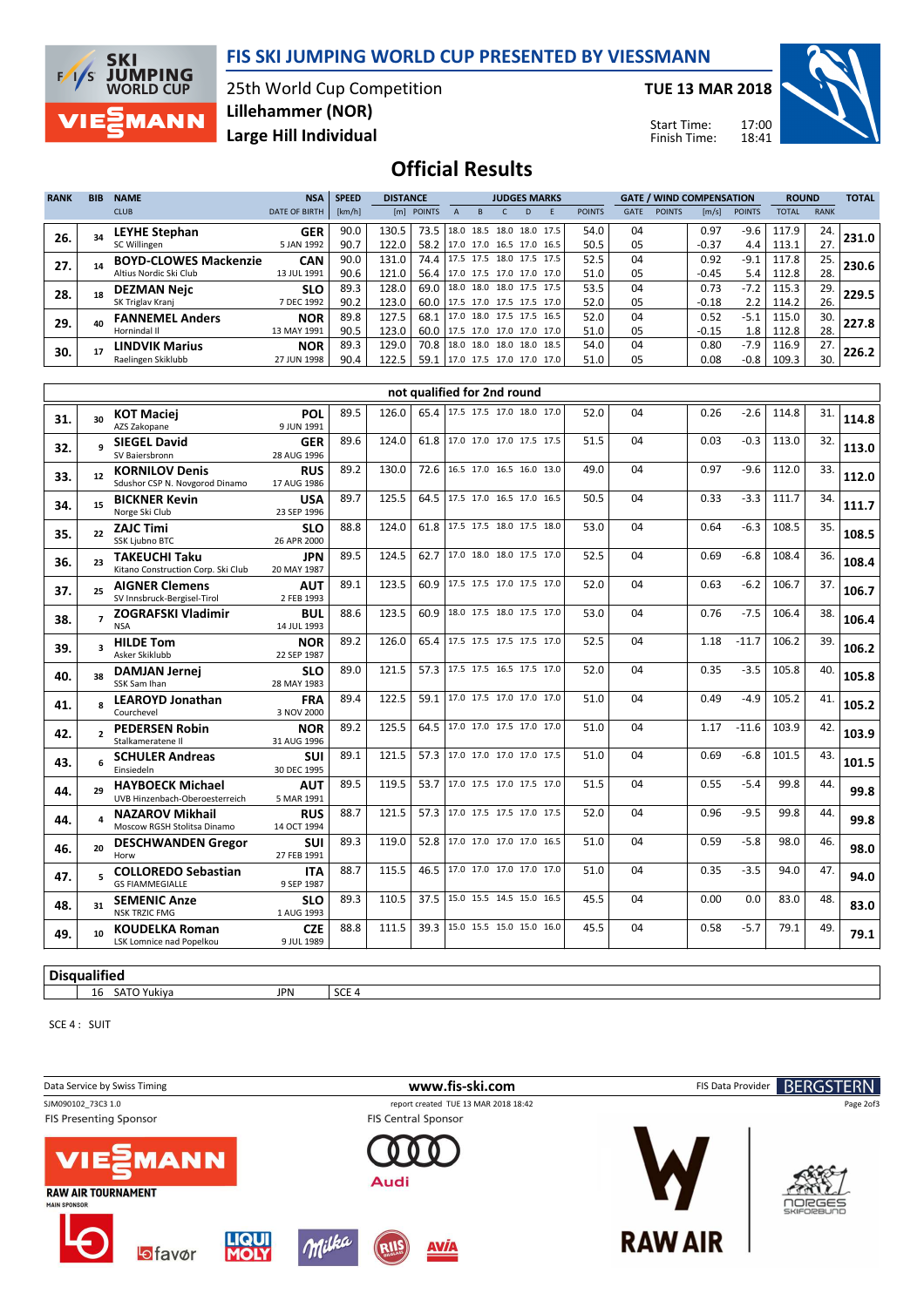# FIS SKI JUMPING WORLD CUP PRESENTED BY VIESSMANN

25th World Cup Competition
Lillehammer (NOR)
Large Hill Individual

**TUE 13 MAR 2018**

Start Time: 17:00
Finish Time: 18:41

## Official Results

| RANK | BIB | NAME / CLUB | NSA / DATE OF BIRTH | SPEED [km/h] | DISTANCE [m] | DISTANCE POINTS | JUDGES MARKS A | B | C | D | E | JUDGES POINTS | GATE | GATE POINTS | WIND [m/s] | WIND POINTS | ROUND TOTAL | ROUND RANK | TOTAL |
|---|---|---|---|---|---|---|---|---|---|---|---|---|---|---|---|---|---|---|---|
| 26. | 34 | LEYHE Stephan<br>SC Willingen | GER<br>5 JAN 1992 | 90.0<br>90.7 | 130.5<br>122.0 | 73.5<br>58.2 | 18.0<br>17.0 | 18.5<br>17.0 | 18.0<br>16.5 | 18.0<br>17.0 | 17.5<br>16.5 | 54.0<br>50.5 | 04<br>05 | | 0.97<br>-0.37 | -9.6<br>4.4 | 117.9<br>113.1 | 24.<br>27. | 231.0 |
| 27. | 14 | BOYD-CLOWES Mackenzie<br>Altius Nordic Ski Club | CAN<br>13 JUL 1991 | 90.0<br>90.6 | 131.0<br>121.0 | 74.4<br>56.4 | 17.5<br>17.0 | 17.5<br>17.5 | 18.0<br>17.0 | 17.5<br>17.0 | 17.5<br>17.0 | 52.5<br>51.0 | 04<br>05 | | 0.92<br>-0.45 | -9.1<br>5.4 | 117.8<br>112.8 | 25.<br>28. | 230.6 |
| 28. | 18 | DEZMAN Nejc<br>SK Triglav Kranj | SLO<br>7 DEC 1992 | 89.3<br>90.2 | 128.0<br>123.0 | 69.0<br>60.0 | 18.0<br>17.5 | 18.0<br>17.0 | 18.0<br>17.5 | 17.5<br>17.5 | 17.5<br>17.0 | 53.5<br>52.0 | 04<br>05 | | 0.73<br>-0.18 | -7.2<br>2.2 | 115.3<br>114.2 | 29.<br>26. | 229.5 |
| 29. | 40 | FANNEMEL Anders<br>Hornindal Il | NOR<br>13 MAY 1991 | 89.8<br>90.5 | 127.5<br>123.0 | 68.1<br>60.0 | 17.0<br>17.5 | 18.0<br>17.0 | 17.5<br>17.0 | 17.5<br>17.0 | 16.5<br>17.0 | 52.0<br>51.0 | 04<br>05 | | 0.52<br>-0.15 | -5.1<br>1.8 | 115.0<br>112.8 | 30.<br>28. | 227.8 |
| 30. | 17 | LINDVIK Marius<br>Raelingen Skiklubb | NOR<br>27 JUN 1998 | 89.3<br>90.4 | 129.0<br>122.5 | 70.8<br>59.1 | 18.0<br>17.0 | 18.0<br>17.5 | 18.0<br>17.0 | 18.0<br>17.0 | 18.5<br>17.0 | 54.0<br>51.0 | 04<br>05 | | 0.80<br>0.08 | -7.9<br>-0.8 | 116.9<br>109.3 | 27.<br>30. | 226.2 |

### not qualified for 2nd round

| RANK | BIB | NAME / CLUB | NSA / DATE OF BIRTH | SPEED [km/h] | DISTANCE [m] | DISTANCE POINTS | JUDGES MARKS A | B | C | D | E | JUDGES POINTS | GATE | GATE POINTS | WIND [m/s] | WIND POINTS | ROUND TOTAL | ROUND RANK | TOTAL |
|---|---|---|---|---|---|---|---|---|---|---|---|---|---|---|---|---|---|---|---|
| 31. | 30 | KOT Maciej<br>AZS Zakopane | POL<br>9 JUN 1991 | 89.5 | 126.0 | 65.4 | 17.5 | 17.5 | 17.0 | 18.0 | 17.0 | 52.0 | 04 | | 0.26 | -2.6 | 114.8 | 31. | 114.8 |
| 32. | 9 | SIEGEL David<br>SV Baiersbronn | GER<br>28 AUG 1996 | 89.6 | 124.0 | 61.8 | 17.0 | 17.0 | 17.0 | 17.5 | 17.5 | 51.5 | 04 | | 0.03 | -0.3 | 113.0 | 32. | 113.0 |
| 33. | 12 | KORNILOV Denis<br>Sdushor CSP N. Novgorod Dinamo | RUS<br>17 AUG 1986 | 89.2 | 130.0 | 72.6 | 16.5 | 17.0 | 16.5 | 16.0 | 13.0 | 49.0 | 04 | | 0.97 | -9.6 | 112.0 | 33. | 112.0 |
| 34. | 15 | BICKNER Kevin<br>Norge Ski Club | USA<br>23 SEP 1996 | 89.7 | 125.5 | 64.5 | 17.5 | 17.0 | 16.5 | 17.0 | 16.5 | 50.5 | 04 | | 0.33 | -3.3 | 111.7 | 34. | 111.7 |
| 35. | 22 | ZAJC Timi<br>SSK Ljubno BTC | SLO<br>26 APR 2000 | 88.8 | 124.0 | 61.8 | 17.5 | 17.5 | 18.0 | 17.5 | 18.0 | 53.0 | 04 | | 0.64 | -6.3 | 108.5 | 35. | 108.5 |
| 36. | 23 | TAKEUCHI Taku<br>Kitano Construction Corp. Ski Club | JPN<br>20 MAY 1987 | 89.5 | 124.5 | 62.7 | 17.0 | 18.0 | 18.0 | 17.5 | 17.0 | 52.5 | 04 | | 0.69 | -6.8 | 108.4 | 36. | 108.4 |
| 37. | 25 | AIGNER Clemens<br>SV Innsbruck-Bergisel-Tirol | AUT<br>2 FEB 1993 | 89.1 | 123.5 | 60.9 | 17.5 | 17.5 | 17.0 | 17.5 | 17.0 | 52.0 | 04 | | 0.63 | -6.2 | 106.7 | 37. | 106.7 |
| 38. | 7 | ZOGRAFSKI Vladimir<br>NSA | BUL<br>14 JUL 1993 | 88.6 | 123.5 | 60.9 | 18.0 | 17.5 | 18.0 | 17.5 | 17.0 | 53.0 | 04 | | 0.76 | -7.5 | 106.4 | 38. | 106.4 |
| 39. | 3 | HILDE Tom<br>Asker Skiklubb | NOR<br>22 SEP 1987 | 89.2 | 126.0 | 65.4 | 17.5 | 17.5 | 17.5 | 17.5 | 17.0 | 52.5 | 04 | | 1.18 | -11.7 | 106.2 | 39. | 106.2 |
| 40. | 38 | DAMJAN Jernej<br>SSK Sam Ihan | SLO<br>28 MAY 1983 | 89.0 | 121.5 | 57.3 | 17.5 | 17.5 | 16.5 | 17.5 | 17.0 | 52.0 | 04 | | 0.35 | -3.5 | 105.8 | 40. | 105.8 |
| 41. | 8 | LEAROYD Jonathan<br>Courchevel | FRA<br>3 NOV 2000 | 89.4 | 122.5 | 59.1 | 17.0 | 17.5 | 17.0 | 17.0 | 17.0 | 51.0 | 04 | | 0.49 | -4.9 | 105.2 | 41. | 105.2 |
| 42. | 2 | PEDERSEN Robin<br>Stalkameratene Il | NOR<br>31 AUG 1996 | 89.2 | 125.5 | 64.5 | 17.0 | 17.0 | 17.5 | 17.0 | 17.0 | 51.0 | 04 | | 1.17 | -11.6 | 103.9 | 42. | 103.9 |
| 43. | 6 | SCHULER Andreas<br>Einsiedeln | SUI<br>30 DEC 1995 | 89.1 | 121.5 | 57.3 | 17.0 | 17.0 | 17.0 | 17.0 | 17.5 | 51.0 | 04 | | 0.69 | -6.8 | 101.5 | 43. | 101.5 |
| 44. | 29 | HAYBOECK Michael<br>UVB Hinzenbach-Oberoesterreich | AUT<br>5 MAR 1991 | 89.5 | 119.5 | 53.7 | 17.0 | 17.5 | 17.0 | 17.5 | 17.0 | 51.5 | 04 | | 0.55 | -5.4 | 99.8 | 44. | 99.8 |
| 44. | 4 | NAZAROV Mikhail<br>Moscow RGSH Stolitsa Dinamo | RUS<br>14 OCT 1994 | 88.7 | 121.5 | 57.3 | 17.0 | 17.5 | 17.5 | 17.0 | 17.5 | 52.0 | 04 | | 0.96 | -9.5 | 99.8 | 44. | 99.8 |
| 46. | 20 | DESCHWANDEN Gregor<br>Horw | SUI<br>27 FEB 1991 | 89.3 | 119.0 | 52.8 | 17.0 | 17.0 | 17.0 | 17.0 | 16.5 | 51.0 | 04 | | 0.59 | -5.8 | 98.0 | 46. | 98.0 |
| 47. | 5 | COLLOREDO Sebastian<br>GS FIAMMEGIALLE | ITA<br>9 SEP 1987 | 88.7 | 115.5 | 46.5 | 17.0 | 17.0 | 17.0 | 17.0 | 17.0 | 51.0 | 04 | | 0.35 | -3.5 | 94.0 | 47. | 94.0 |
| 48. | 31 | SEMENIC Anze<br>NSK TRZIC FMG | SLO<br>1 AUG 1993 | 89.3 | 110.5 | 37.5 | 15.0 | 15.5 | 14.5 | 15.0 | 16.5 | 45.5 | 04 | | 0.00 | 0.0 | 83.0 | 48. | 83.0 |
| 49. | 10 | KOUDELKA Roman<br>LSK Lomnice nad Popelkou | CZE<br>9 JUL 1989 | 88.8 | 111.5 | 39.3 | 15.0 | 15.5 | 15.0 | 15.0 | 16.0 | 45.5 | 04 | | 0.58 | -5.7 | 79.1 | 49. | 79.1 |

### Disqualified

| BIB | NAME | NSA | REASON |
|---|---|---|---|
| 16 | SATO Yukiya | JPN | SCE 4 |

SCE 4 : SUIT

Data Service by Swiss Timing — www.fis-ski.com — FIS Data Provider BERGSTERN

SJM090102_73C3 1.0 — report created TUE 13 MAR 2018 18:42

FIS Presenting Sponsor: VIESSMANN — FIS Central Sponsor: Audi

RAW AIR TOURNAMENT — MAIN SPONSOR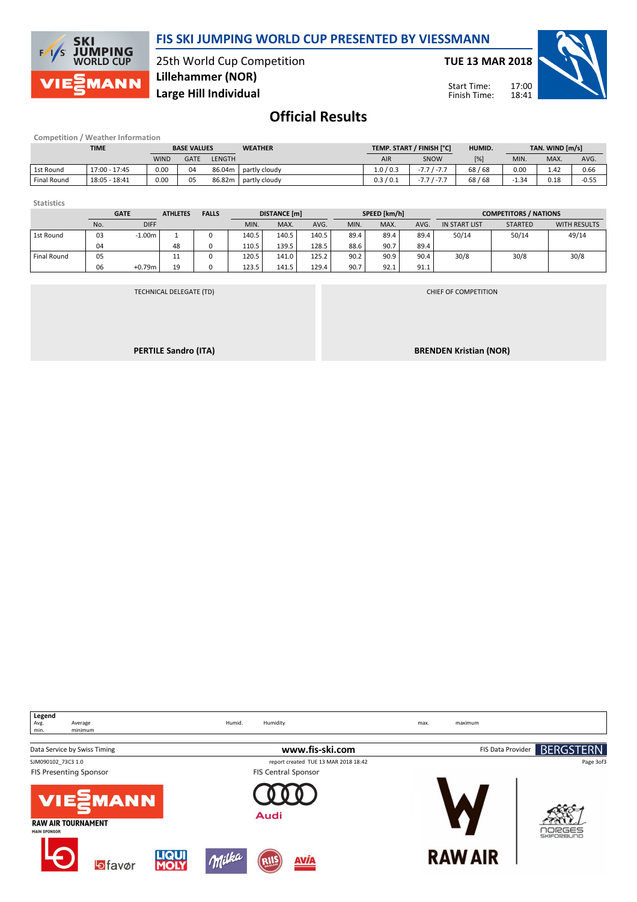# FIS SKI JUMPING WORLD CUP PRESENTED BY VIESSMANN

25th World Cup Competition
**Lillehammer (NOR)**
**Large Hill Individual**

**TUE 13 MAR 2018**

Start Time: 17:00
Finish Time: 18:41

## Official Results

Competition / Weather Information

| | TIME | BASE VALUES | | | WEATHER | TEMP. START / FINISH [°C] | | HUMID. | TAN. WIND [m/s] | | |
|---|---|---|---|---|---|---|---|---|---|---|---|
| | | WIND | GATE | LENGTH | | AIR | SNOW | [%] | MIN. | MAX. | AVG. |
| 1st Round | 17:00 - 17:45 | 0.00 | 04 | 86.04m | partly cloudy | 1.0 / 0.3 | -7.7 / -7.7 | 68 / 68 | 0.00 | 1.42 | 0.66 |
| Final Round | 18:05 - 18:41 | 0.00 | 05 | 86.82m | partly cloudy | 0.3 / 0.1 | -7.7 / -7.7 | 68 / 68 | -1.34 | 0.18 | -0.55 |

Statistics

| | GATE | | ATHLETES | FALLS | DISTANCE [m] | | | SPEED [km/h] | | | COMPETITORS / NATIONS | | |
|---|---|---|---|---|---|---|---|---|---|---|---|---|---|
| | No. | DIFF | | | MIN. | MAX. | AVG. | MIN. | MAX. | AVG. | IN START LIST | STARTED | WITH RESULTS |
| 1st Round | 03 | -1.00m | 1 | 0 | 140.5 | 140.5 | 140.5 | 89.4 | 89.4 | 89.4 | 50/14 | 50/14 | 49/14 |
| | 04 | | 48 | 0 | 110.5 | 139.5 | 128.5 | 88.6 | 90.7 | 89.4 | | | |
| Final Round | 05 | | 11 | 0 | 120.5 | 141.0 | 125.2 | 90.2 | 90.9 | 90.4 | 30/8 | 30/8 | 30/8 |
| | 06 | +0.79m | 19 | 0 | 123.5 | 141.5 | 129.4 | 90.7 | 92.1 | 91.1 | | | |

| TECHNICAL DELEGATE (TD) | CHIEF OF COMPETITION |
|---|---|
| **PERTILE Sandro (ITA)** | **BRENDEN Kristian (NOR)** |

**Legend**

| | | | | | |
|---|---|---|---|---|---|
| Avg. | Average | Humid. | Humidity | max. | maximum |
| min. | minimum | | | | |

Data Service by Swiss Timing — www.fis-ski.com — FIS Data Provider BERGSTERN

SJM090102_73C3 1.0 — report created TUE 13 MAR 2018 18:42

FIS Presenting Sponsor — FIS Central Sponsor